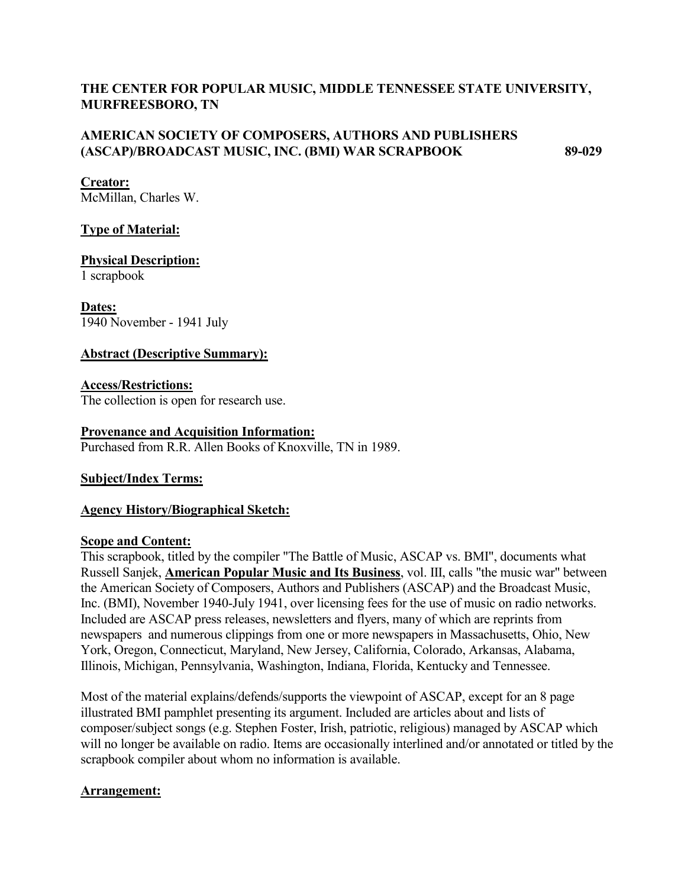**THE CENTER FOR POPULAR MUSIC, MIDDLE TENNESSEE STATE UNIVERSITY, MURFREESBORO, TN**

**AMERICAN SOCIETY OF COMPOSERS, AUTHORS AND PUBLISHERS (ASCAP)/BROADCAST MUSIC, INC. (BMI) WAR SCRAPBOOK 89-029**

**Creator:**
McMillan, Charles W.

**Type of Material:**

**Physical Description:**
1 scrapbook

**Dates:**
1940 November - 1941 July

**Abstract (Descriptive Summary):**

**Access/Restrictions:**
The collection is open for research use.

**Provenance and Acquisition Information:**
Purchased from R.R. Allen Books of Knoxville, TN in 1989.

**Subject/Index Terms:**

**Agency History/Biographical Sketch:**

**Scope and Content:**
This scrapbook, titled by the compiler "The Battle of Music, ASCAP vs. BMI", documents what Russell Sanjek, **American Popular Music and Its Business**, vol. III, calls "the music war" between the American Society of Composers, Authors and Publishers (ASCAP) and the Broadcast Music, Inc. (BMI), November 1940-July 1941, over licensing fees for the use of music on radio networks. Included are ASCAP press releases, newsletters and flyers, many of which are reprints from newspapers and numerous clippings from one or more newspapers in Massachusetts, Ohio, New York, Oregon, Connecticut, Maryland, New Jersey, California, Colorado, Arkansas, Alabama, Illinois, Michigan, Pennsylvania, Washington, Indiana, Florida, Kentucky and Tennessee.

Most of the material explains/defends/supports the viewpoint of ASCAP, except for an 8 page illustrated BMI pamphlet presenting its argument. Included are articles about and lists of composer/subject songs (e.g. Stephen Foster, Irish, patriotic, religious) managed by ASCAP which will no longer be available on radio. Items are occasionally interlined and/or annotated or titled by the scrapbook compiler about whom no information is available.

**Arrangement:**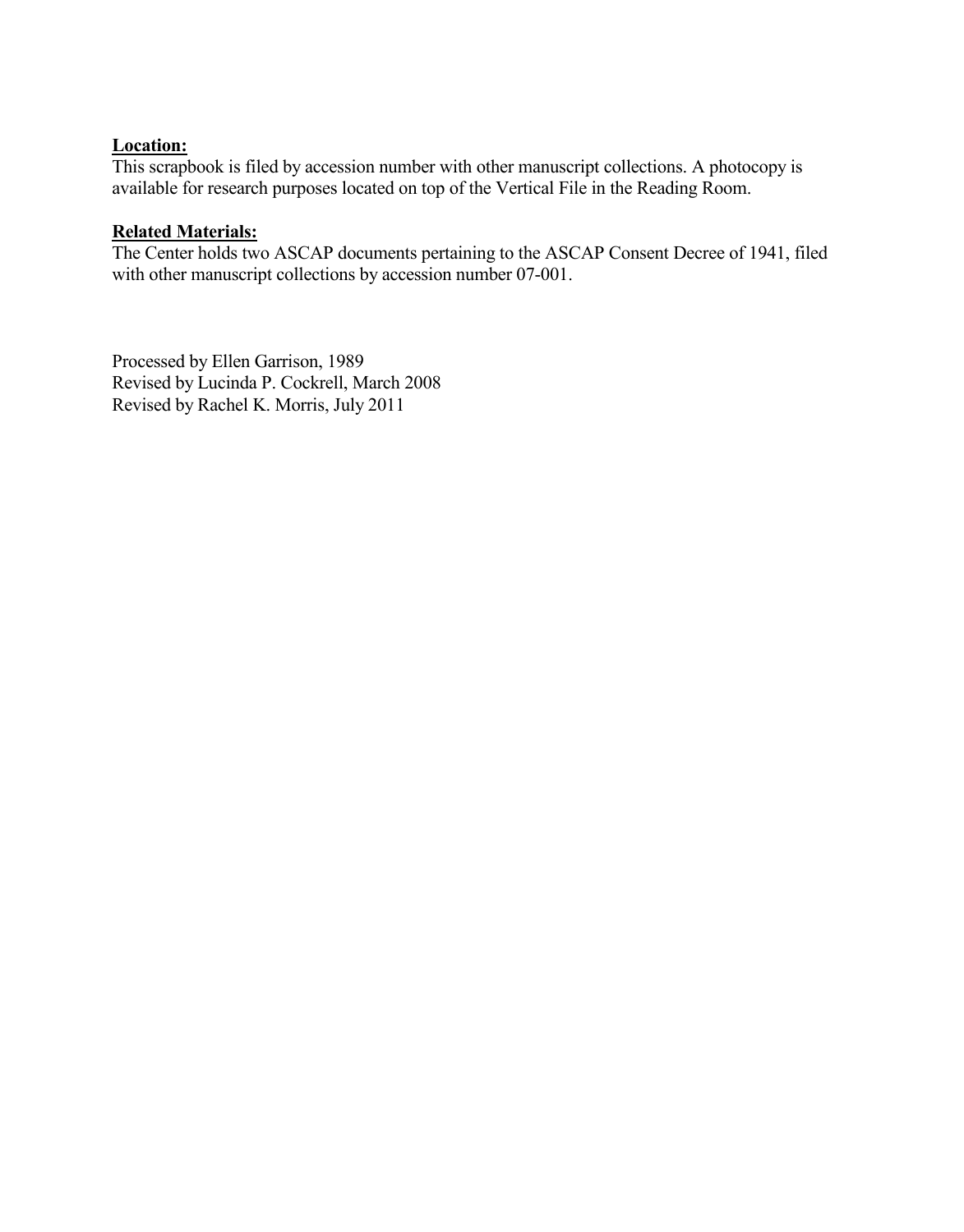**Location:**
This scrapbook is filed by accession number with other manuscript collections. A photocopy is available for research purposes located on top of the Vertical File in the Reading Room.

**Related Materials:**
The Center holds two ASCAP documents pertaining to the ASCAP Consent Decree of 1941, filed with other manuscript collections by accession number 07-001.

Processed by Ellen Garrison, 1989
Revised by Lucinda P. Cockrell, March 2008
Revised by Rachel K. Morris, July 2011